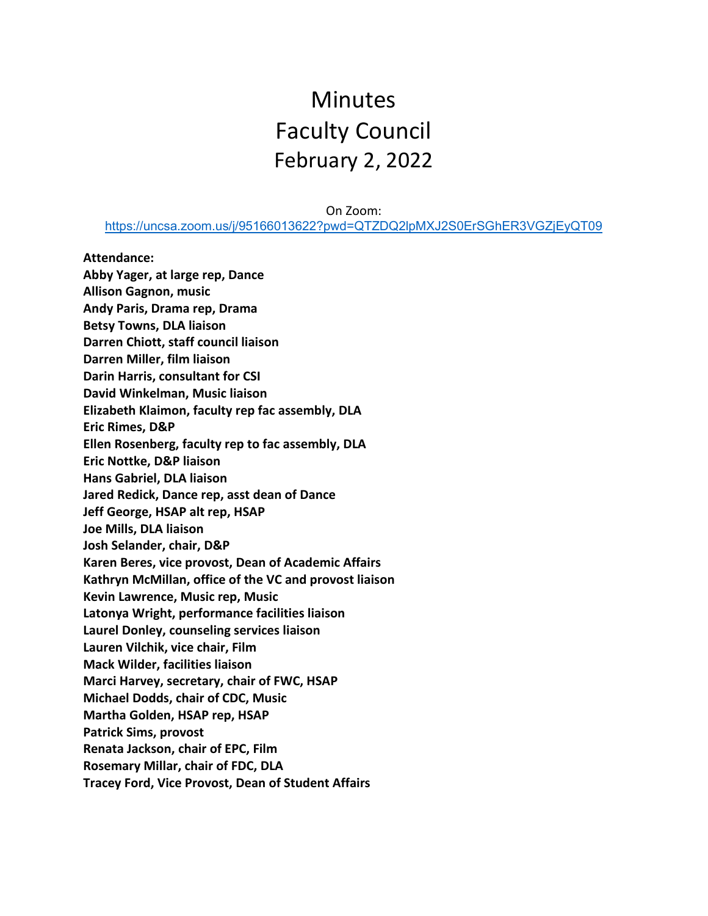# Minutes
# Faculty Council
# February 2, 2022

On Zoom:
https://uncsa.zoom.us/j/95166013622?pwd=QTZDQ2lpMXJ2S0ErSGhER3VGZjEyQT09

**Attendance:**
**Abby Yager, at large rep, Dance**
**Allison Gagnon, music**
**Andy Paris, Drama rep, Drama**
**Betsy Towns, DLA liaison**
**Darren Chiott, staff council liaison**
**Darren Miller, film liaison**
**Darin Harris, consultant for CSI**
**David Winkelman, Music liaison**
**Elizabeth Klaimon, faculty rep fac assembly, DLA**
**Eric Rimes, D&P**
**Ellen Rosenberg, faculty rep to fac assembly, DLA**
**Eric Nottke, D&P liaison**
**Hans Gabriel, DLA liaison**
**Jared Redick, Dance rep, asst dean of Dance**
**Jeff George, HSAP alt rep, HSAP**
**Joe Mills, DLA liaison**
**Josh Selander, chair, D&P**
**Karen Beres, vice provost, Dean of Academic Affairs**
**Kathryn McMillan, office of the VC and provost liaison**
**Kevin Lawrence, Music rep, Music**
**Latonya Wright, performance facilities liaison**
**Laurel Donley, counseling services liaison**
**Lauren Vilchik, vice chair, Film**
**Mack Wilder, facilities liaison**
**Marci Harvey, secretary, chair of FWC, HSAP**
**Michael Dodds, chair of CDC, Music**
**Martha Golden, HSAP rep, HSAP**
**Patrick Sims, provost**
**Renata Jackson, chair of EPC, Film**
**Rosemary Millar, chair of FDC, DLA**
**Tracey Ford, Vice Provost, Dean of Student Affairs**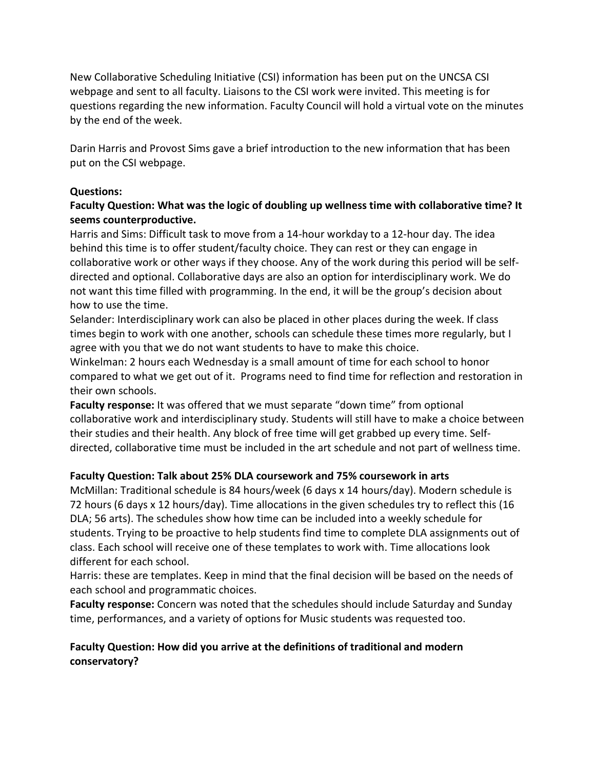New Collaborative Scheduling Initiative (CSI) information has been put on the UNCSA CSI webpage and sent to all faculty. Liaisons to the CSI work were invited. This meeting is for questions regarding the new information. Faculty Council will hold a virtual vote on the minutes by the end of the week.

Darin Harris and Provost Sims gave a brief introduction to the new information that has been put on the CSI webpage.

**Questions:**

**Faculty Question: What was the logic of doubling up wellness time with collaborative time? It seems counterproductive.**

Harris and Sims: Difficult task to move from a 14-hour workday to a 12-hour day. The idea behind this time is to offer student/faculty choice. They can rest or they can engage in collaborative work or other ways if they choose. Any of the work during this period will be self-directed and optional. Collaborative days are also an option for interdisciplinary work. We do not want this time filled with programming. In the end, it will be the group's decision about how to use the time.

Selander: Interdisciplinary work can also be placed in other places during the week. If class times begin to work with one another, schools can schedule these times more regularly, but I agree with you that we do not want students to have to make this choice.

Winkelman: 2 hours each Wednesday is a small amount of time for each school to honor compared to what we get out of it. Programs need to find time for reflection and restoration in their own schools.

**Faculty response:** It was offered that we must separate "down time" from optional collaborative work and interdisciplinary study. Students will still have to make a choice between their studies and their health. Any block of free time will get grabbed up every time. Self-directed, collaborative time must be included in the art schedule and not part of wellness time.

**Faculty Question: Talk about 25% DLA coursework and 75% coursework in arts**

McMillan: Traditional schedule is 84 hours/week (6 days x 14 hours/day). Modern schedule is 72 hours (6 days x 12 hours/day). Time allocations in the given schedules try to reflect this (16 DLA; 56 arts). The schedules show how time can be included into a weekly schedule for students. Trying to be proactive to help students find time to complete DLA assignments out of class. Each school will receive one of these templates to work with. Time allocations look different for each school.

Harris: these are templates. Keep in mind that the final decision will be based on the needs of each school and programmatic choices.

**Faculty response:** Concern was noted that the schedules should include Saturday and Sunday time, performances, and a variety of options for Music students was requested too.

**Faculty Question: How did you arrive at the definitions of traditional and modern conservatory?**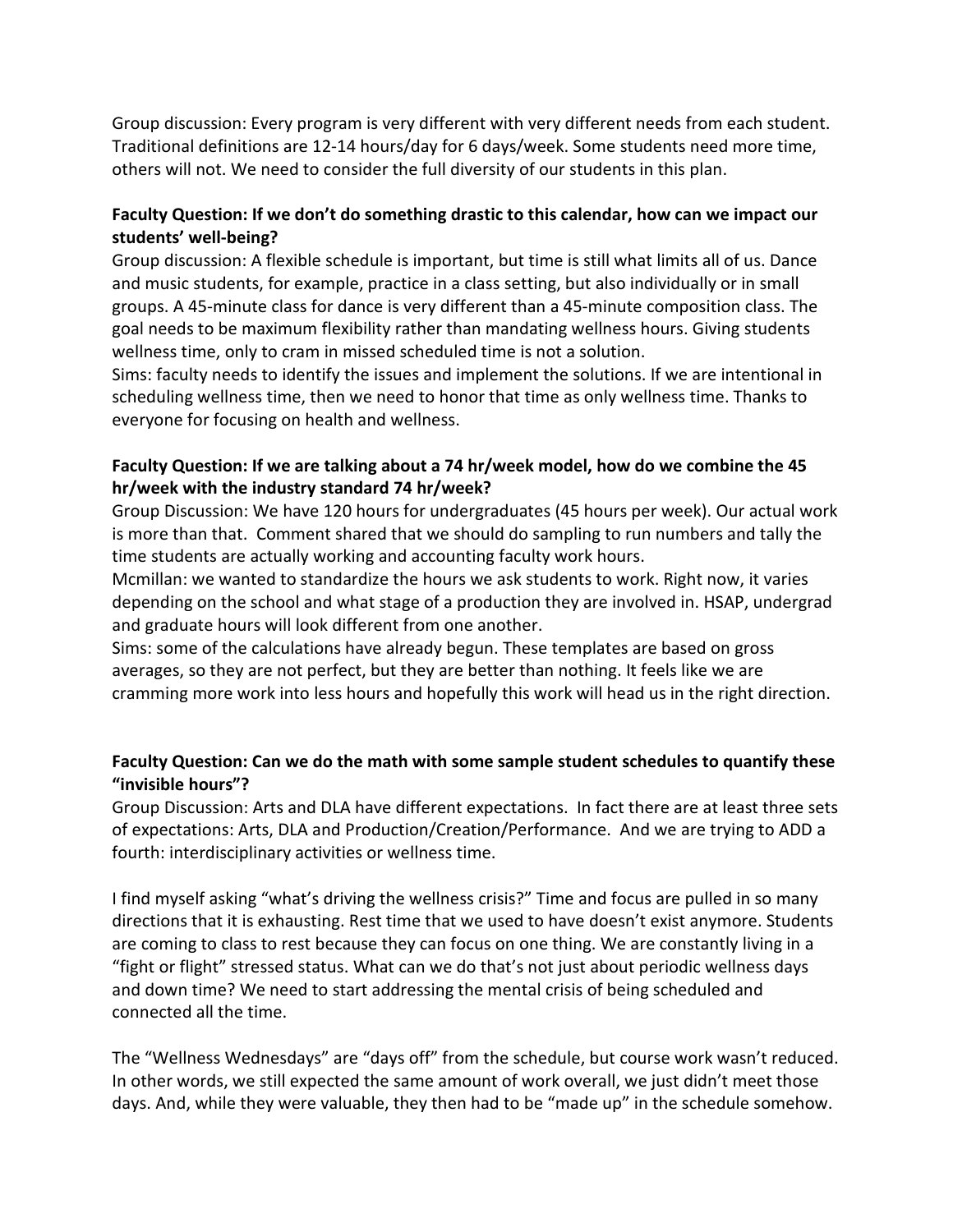Group discussion: Every program is very different with very different needs from each student. Traditional definitions are 12-14 hours/day for 6 days/week. Some students need more time, others will not. We need to consider the full diversity of our students in this plan.

**Faculty Question: If we don't do something drastic to this calendar, how can we impact our students' well-being?**

Group discussion: A flexible schedule is important, but time is still what limits all of us. Dance and music students, for example, practice in a class setting, but also individually or in small groups. A 45-minute class for dance is very different than a 45-minute composition class. The goal needs to be maximum flexibility rather than mandating wellness hours. Giving students wellness time, only to cram in missed scheduled time is not a solution.

Sims: faculty needs to identify the issues and implement the solutions. If we are intentional in scheduling wellness time, then we need to honor that time as only wellness time. Thanks to everyone for focusing on health and wellness.

**Faculty Question: If we are talking about a 74 hr/week model, how do we combine the 45 hr/week with the industry standard 74 hr/week?**

Group Discussion: We have 120 hours for undergraduates (45 hours per week). Our actual work is more than that. Comment shared that we should do sampling to run numbers and tally the time students are actually working and accounting faculty work hours.

Mcmillan: we wanted to standardize the hours we ask students to work. Right now, it varies depending on the school and what stage of a production they are involved in. HSAP, undergrad and graduate hours will look different from one another.

Sims: some of the calculations have already begun. These templates are based on gross averages, so they are not perfect, but they are better than nothing. It feels like we are cramming more work into less hours and hopefully this work will head us in the right direction.

**Faculty Question: Can we do the math with some sample student schedules to quantify these "invisible hours"?**

Group Discussion: Arts and DLA have different expectations. In fact there are at least three sets of expectations: Arts, DLA and Production/Creation/Performance. And we are trying to ADD a fourth: interdisciplinary activities or wellness time.

I find myself asking "what's driving the wellness crisis?" Time and focus are pulled in so many directions that it is exhausting. Rest time that we used to have doesn't exist anymore. Students are coming to class to rest because they can focus on one thing. We are constantly living in a "fight or flight" stressed status. What can we do that's not just about periodic wellness days and down time? We need to start addressing the mental crisis of being scheduled and connected all the time.

The "Wellness Wednesdays" are "days off" from the schedule, but course work wasn't reduced. In other words, we still expected the same amount of work overall, we just didn't meet those days. And, while they were valuable, they then had to be "made up" in the schedule somehow.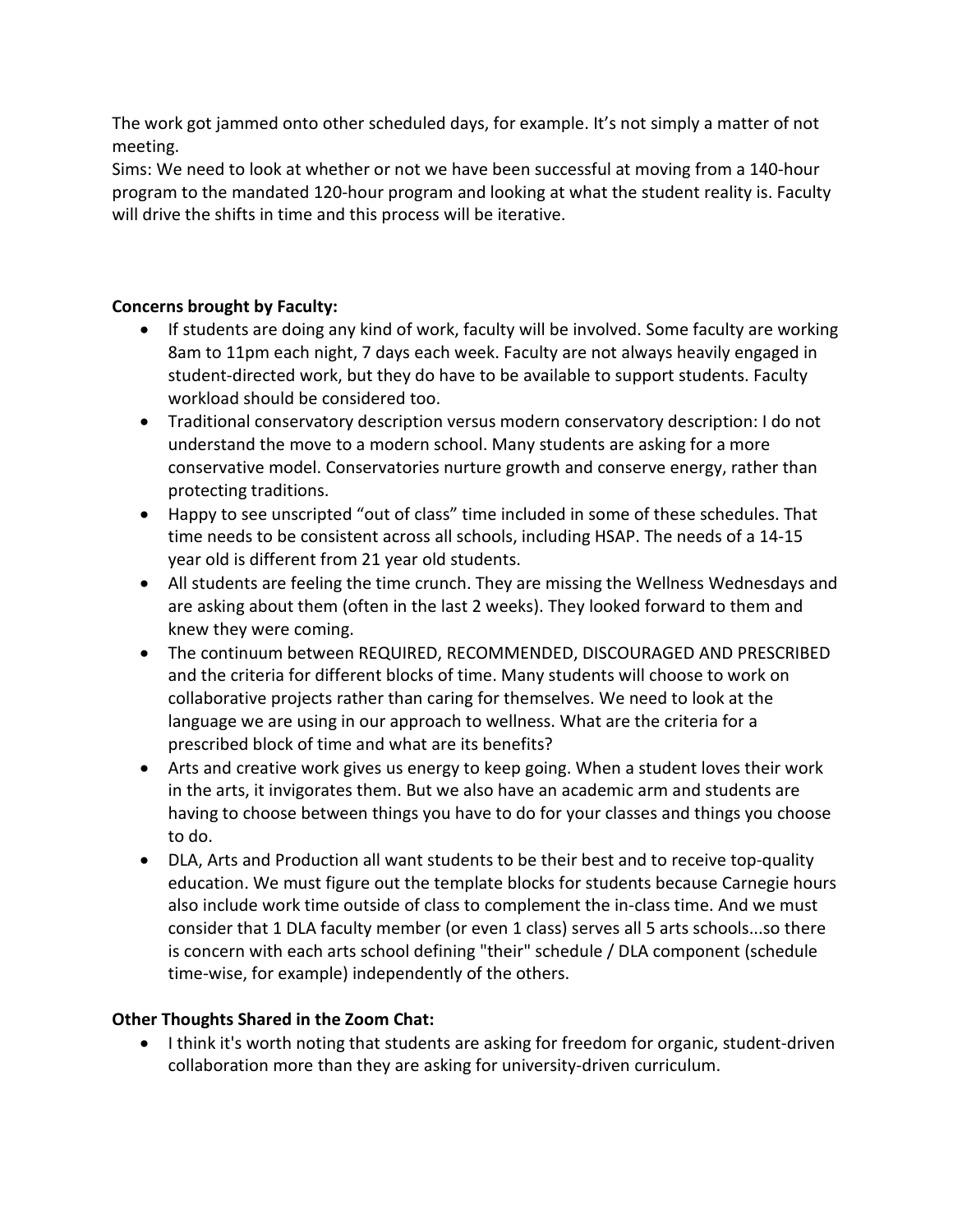The work got jammed onto other scheduled days, for example. It's not simply a matter of not meeting.

Sims: We need to look at whether or not we have been successful at moving from a 140-hour program to the mandated 120-hour program and looking at what the student reality is. Faculty will drive the shifts in time and this process will be iterative.

**Concerns brought by Faculty:**

- If students are doing any kind of work, faculty will be involved. Some faculty are working 8am to 11pm each night, 7 days each week. Faculty are not always heavily engaged in student-directed work, but they do have to be available to support students. Faculty workload should be considered too.
- Traditional conservatory description versus modern conservatory description: I do not understand the move to a modern school. Many students are asking for a more conservative model. Conservatories nurture growth and conserve energy, rather than protecting traditions.
- Happy to see unscripted "out of class" time included in some of these schedules. That time needs to be consistent across all schools, including HSAP. The needs of a 14-15 year old is different from 21 year old students.
- All students are feeling the time crunch. They are missing the Wellness Wednesdays and are asking about them (often in the last 2 weeks). They looked forward to them and knew they were coming.
- The continuum between REQUIRED, RECOMMENDED, DISCOURAGED AND PRESCRIBED and the criteria for different blocks of time. Many students will choose to work on collaborative projects rather than caring for themselves. We need to look at the language we are using in our approach to wellness. What are the criteria for a prescribed block of time and what are its benefits?
- Arts and creative work gives us energy to keep going. When a student loves their work in the arts, it invigorates them. But we also have an academic arm and students are having to choose between things you have to do for your classes and things you choose to do.
- DLA, Arts and Production all want students to be their best and to receive top-quality education. We must figure out the template blocks for students because Carnegie hours also include work time outside of class to complement the in-class time. And we must consider that 1 DLA faculty member (or even 1 class) serves all 5 arts schools...so there is concern with each arts school defining "their" schedule / DLA component (schedule time-wise, for example) independently of the others.

**Other Thoughts Shared in the Zoom Chat:**

- I think it's worth noting that students are asking for freedom for organic, student-driven collaboration more than they are asking for university-driven curriculum.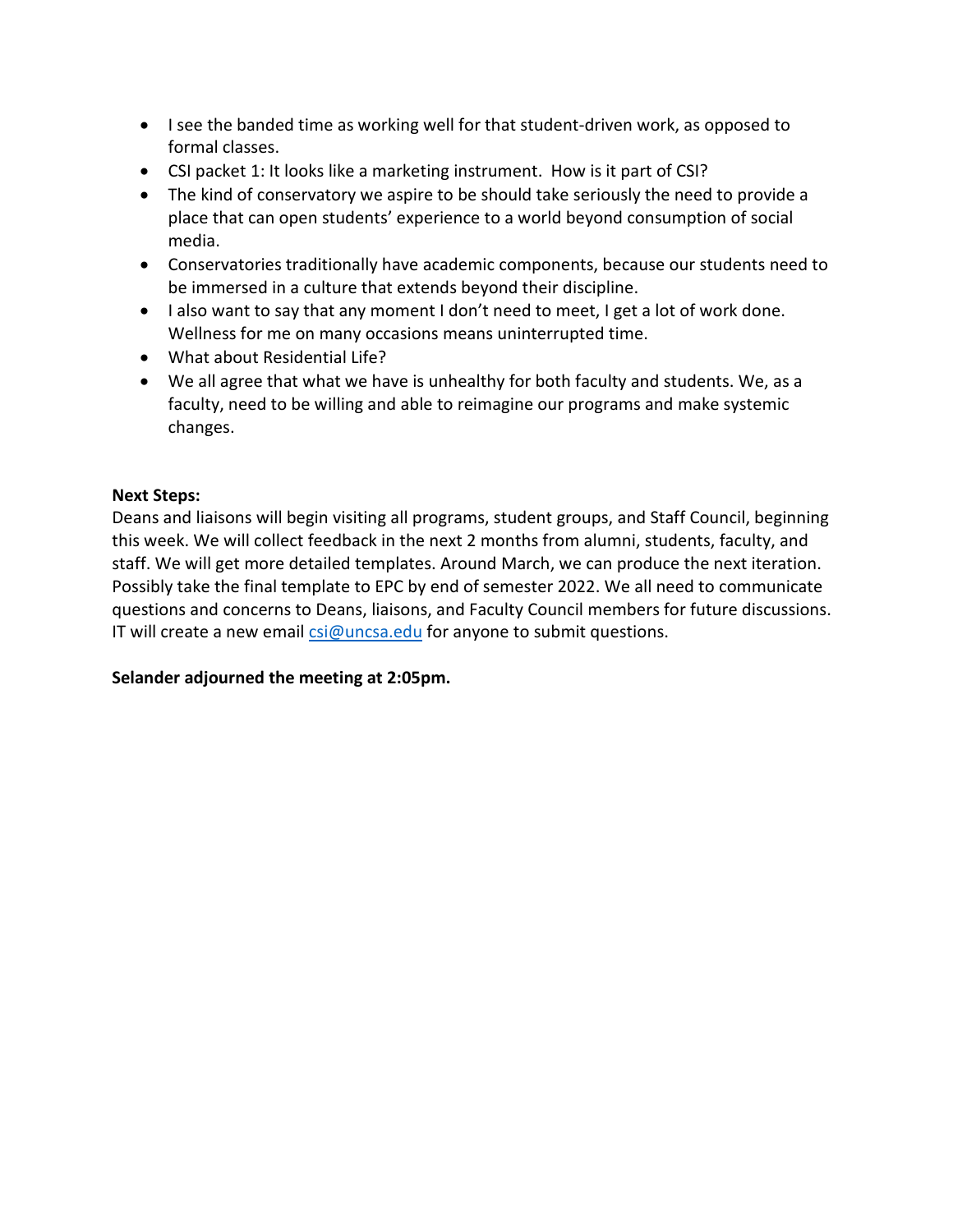- I see the banded time as working well for that student-driven work, as opposed to formal classes.
- CSI packet 1: It looks like a marketing instrument. How is it part of CSI?
- The kind of conservatory we aspire to be should take seriously the need to provide a place that can open students' experience to a world beyond consumption of social media.
- Conservatories traditionally have academic components, because our students need to be immersed in a culture that extends beyond their discipline.
- I also want to say that any moment I don't need to meet, I get a lot of work done. Wellness for me on many occasions means uninterrupted time.
- What about Residential Life?
- We all agree that what we have is unhealthy for both faculty and students. We, as a faculty, need to be willing and able to reimagine our programs and make systemic changes.

**Next Steps:**
Deans and liaisons will begin visiting all programs, student groups, and Staff Council, beginning this week. We will collect feedback in the next 2 months from alumni, students, faculty, and staff. We will get more detailed templates. Around March, we can produce the next iteration. Possibly take the final template to EPC by end of semester 2022. We all need to communicate questions and concerns to Deans, liaisons, and Faculty Council members for future discussions. IT will create a new email csi@uncsa.edu for anyone to submit questions.

**Selander adjourned the meeting at 2:05pm.**